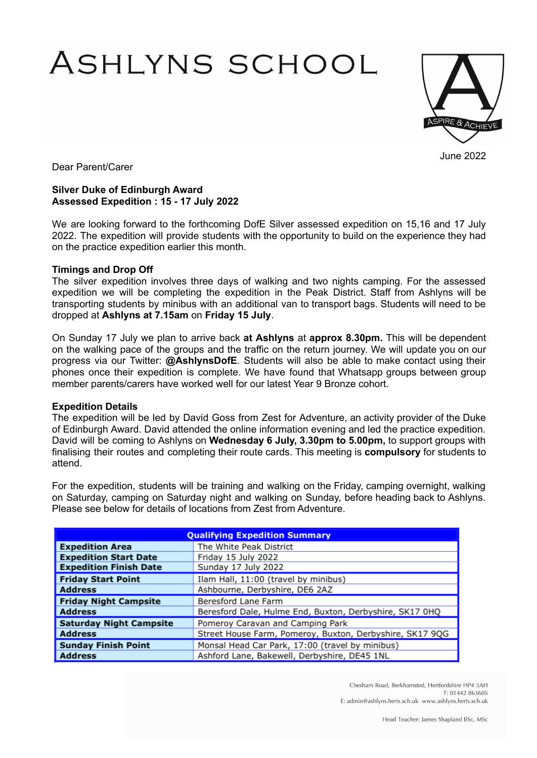# ASHLYNS SCHOOL

ASPIRE & ACHIEVE

June 2022

Dear Parent/Carer

**Silver Duke of Edinburgh Award**
**Assessed Expedition : 15 - 17 July 2022**

We are looking forward to the forthcoming DofE Silver assessed expedition on 15,16 and 17 July 2022. The expedition will provide students with the opportunity to build on the experience they had on the practice expedition earlier this month.

**Timings and Drop Off**

The silver expedition involves three days of walking and two nights camping. For the assessed expedition we will be completing the expedition in the Peak District. Staff from Ashlyns will be transporting students by minibus with an additional van to transport bags. Students will need to be dropped at **Ashlyns at 7.15am** on **Friday 15 July**.

On Sunday 17 July we plan to arrive back **at Ashlyns** at **approx 8.30pm.** This will be dependent on the walking pace of the groups and the traffic on the return journey. We will update you on our progress via our Twitter: **@AshlynsDofE**. Students will also be able to make contact using their phones once their expedition is complete. We have found that Whatsapp groups between group member parents/carers have worked well for our latest Year 9 Bronze cohort.

**Expedition Details**

The expedition will be led by David Goss from Zest for Adventure, an activity provider of the Duke of Edinburgh Award. David attended the online information evening and led the practice expedition. David will be coming to Ashlyns on **Wednesday 6 July, 3.30pm to 5.00pm,** to support groups with finalising their routes and completing their route cards. This meeting is **compulsory** for students to attend.

For the expedition, students will be training and walking on the Friday, camping overnight, walking on Saturday, camping on Saturday night and walking on Sunday, before heading back to Ashlyns. Please see below for details of locations from Zest from Adventure.

| Qualifying Expedition Summary | |
|---|---|
| **Expedition Area** | The White Peak District |
| **Expedition Start Date** | Friday 15 July 2022 |
| **Expedition Finish Date** | Sunday 17 July 2022 |
| **Friday Start Point** | Ilam Hall, 11:00 (travel by minibus) |
| **Address** | Ashbourne, Derbyshire, DE6 2AZ |
| **Friday Night Campsite** | Beresford Lane Farm |
| **Address** | Beresford Dale, Hulme End, Buxton, Derbyshire, SK17 0HQ |
| **Saturday Night Campsite** | Pomeroy Caravan and Camping Park |
| **Address** | Street House Farm, Pomeroy, Buxton, Derbyshire, SK17 9QG |
| **Sunday Finish Point** | Monsal Head Car Park, 17:00 (travel by minibus) |
| **Address** | Ashford Lane, Bakewell, Derbyshire, DE45 1NL |

Chesham Road, Berkhamsted, Hertfordshire HP4 3AH
T: 01442 863605
E: admin@ashlyns.herts.sch.uk www.ashlyns.herts.sch.uk

Head Teacher: James Shapland BSc, MSc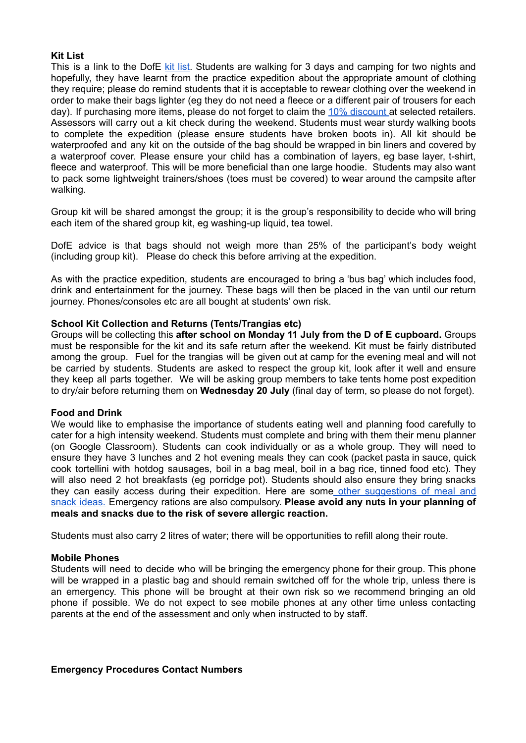**Kit List**

This is a link to the DofE kit list. Students are walking for 3 days and camping for two nights and hopefully, they have learnt from the practice expedition about the appropriate amount of clothing they require; please do remind students that it is acceptable to rewear clothing over the weekend in order to make their bags lighter (eg they do not need a fleece or a different pair of trousers for each day). If purchasing more items, please do not forget to claim the 10% discount at selected retailers. Assessors will carry out a kit check during the weekend. Students must wear sturdy walking boots to complete the expedition (please ensure students have broken boots in). All kit should be waterproofed and any kit on the outside of the bag should be wrapped in bin liners and covered by a waterproof cover. Please ensure your child has a combination of layers, eg base layer, t-shirt, fleece and waterproof. This will be more beneficial than one large hoodie. Students may also want to pack some lightweight trainers/shoes (toes must be covered) to wear around the campsite after walking.

Group kit will be shared amongst the group; it is the group's responsibility to decide who will bring each item of the shared group kit, eg washing-up liquid, tea towel.

DofE advice is that bags should not weigh more than 25% of the participant's body weight (including group kit). Please do check this before arriving at the expedition.

As with the practice expedition, students are encouraged to bring a 'bus bag' which includes food, drink and entertainment for the journey. These bags will then be placed in the van until our return journey. Phones/consoles etc are all bought at students' own risk.

**School Kit Collection and Returns (Tents/Trangias etc)**

Groups will be collecting this **after school on Monday 11 July from the D of E cupboard.** Groups must be responsible for the kit and its safe return after the weekend. Kit must be fairly distributed among the group. Fuel for the trangias will be given out at camp for the evening meal and will not be carried by students. Students are asked to respect the group kit, look after it well and ensure they keep all parts together. We will be asking group members to take tents home post expedition to dry/air before returning them on **Wednesday 20 July** (final day of term, so please do not forget).

**Food and Drink**

We would like to emphasise the importance of students eating well and planning food carefully to cater for a high intensity weekend. Students must complete and bring with them their menu planner (on Google Classroom). Students can cook individually or as a whole group. They will need to ensure they have 3 lunches and 2 hot evening meals they can cook (packet pasta in sauce, quick cook tortellini with hotdog sausages, boil in a bag meal, boil in a bag rice, tinned food etc). They will also need 2 hot breakfasts (eg porridge pot). Students should also ensure they bring snacks they can easily access during their expedition. Here are some other suggestions of meal and snack ideas. Emergency rations are also compulsory. **Please avoid any nuts in your planning of meals and snacks due to the risk of severe allergic reaction.**

Students must also carry 2 litres of water; there will be opportunities to refill along their route.

**Mobile Phones**

Students will need to decide who will be bringing the emergency phone for their group. This phone will be wrapped in a plastic bag and should remain switched off for the whole trip, unless there is an emergency. This phone will be brought at their own risk so we recommend bringing an old phone if possible. We do not expect to see mobile phones at any other time unless contacting parents at the end of the assessment and only when instructed to by staff.

**Emergency Procedures Contact Numbers**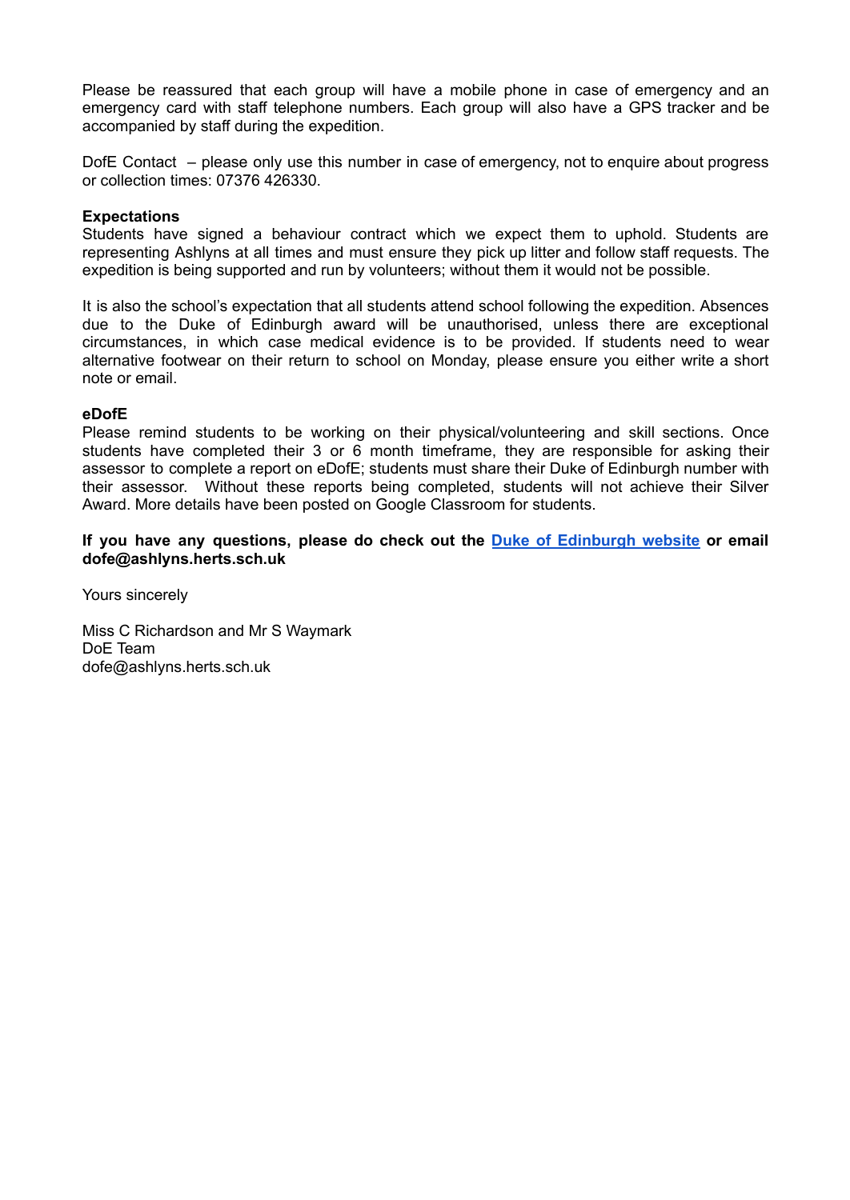Please be reassured that each group will have a mobile phone in case of emergency and an emergency card with staff telephone numbers. Each group will also have a GPS tracker and be accompanied by staff during the expedition.

DofE Contact – please only use this number in case of emergency, not to enquire about progress or collection times: 07376 426330.

**Expectations**

Students have signed a behaviour contract which we expect them to uphold. Students are representing Ashlyns at all times and must ensure they pick up litter and follow staff requests. The expedition is being supported and run by volunteers; without them it would not be possible.

It is also the school's expectation that all students attend school following the expedition. Absences due to the Duke of Edinburgh award will be unauthorised, unless there are exceptional circumstances, in which case medical evidence is to be provided. If students need to wear alternative footwear on their return to school on Monday, please ensure you either write a short note or email.

**eDofE**

Please remind students to be working on their physical/volunteering and skill sections. Once students have completed their 3 or 6 month timeframe, they are responsible for asking their assessor to complete a report on eDofE; students must share their Duke of Edinburgh number with their assessor. Without these reports being completed, students will not achieve their Silver Award. More details have been posted on Google Classroom for students.

**If you have any questions, please do check out the Duke of Edinburgh website or email dofe@ashlyns.herts.sch.uk**

Yours sincerely

Miss C Richardson and Mr S Waymark
DoE Team
dofe@ashlyns.herts.sch.uk